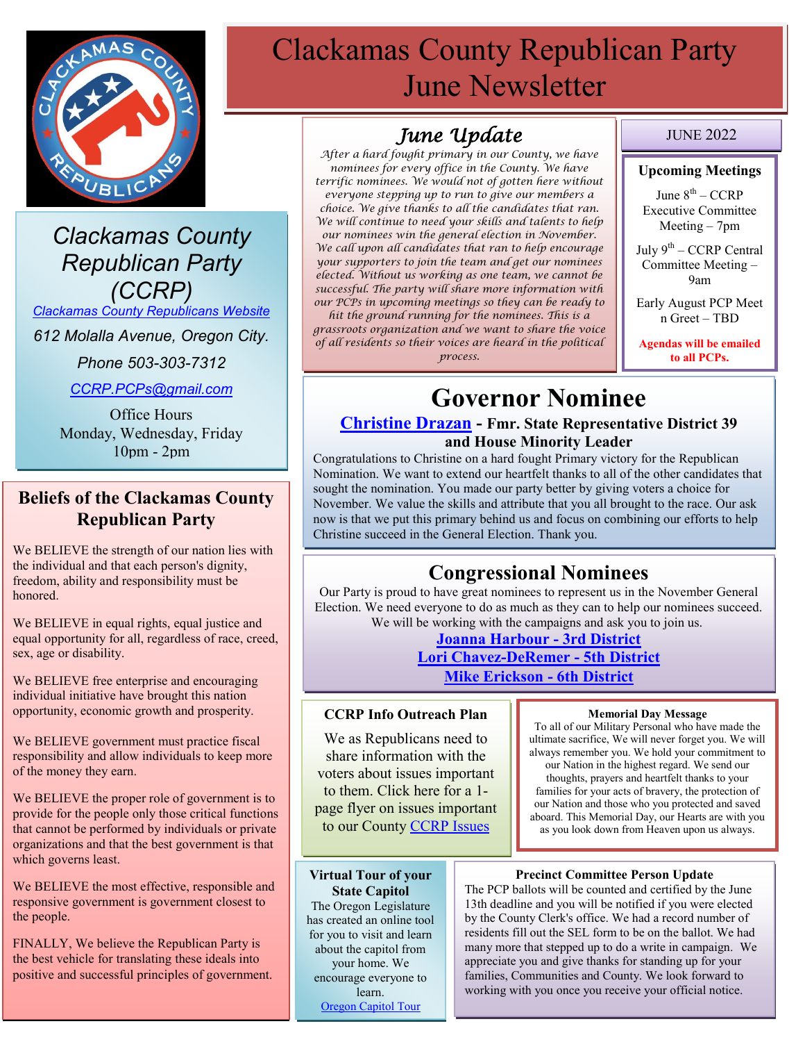# Clackamas County Republican Party June Newsletter

## Clackamas County Republican Party (CCRP)

Clackamas County Republicans Website

612 Molalla Avenue, Oregon City.

Phone 503-303-7312

CCRP.PCPs@gmail.com

Office Hours
Monday, Wednesday, Friday
10pm - 2pm

## Beliefs of the Clackamas County Republican Party

We BELIEVE the strength of our nation lies with the individual and that each person's dignity, freedom, ability and responsibility must be honored.

We BELIEVE in equal rights, equal justice and equal opportunity for all, regardless of race, creed, sex, age or disability.

We BELIEVE free enterprise and encouraging individual initiative have brought this nation opportunity, economic growth and prosperity.

We BELIEVE government must practice fiscal responsibility and allow individuals to keep more of the money they earn.

We BELIEVE the proper role of government is to provide for the people only those critical functions that cannot be performed by individuals or private organizations and that the best government is that which governs least.

We BELIEVE the most effective, responsible and responsive government is government closest to the people.

FINALLY, We believe the Republican Party is the best vehicle for translating these ideals into positive and successful principles of government.

## June Update

*After a hard fought primary in our County, we have nominees for every office in the County. We have terrific nominees. We would not of gotten here without everyone stepping up to run to give our members a choice. We give thanks to all the candidates that ran. We will continue to need your skills and talents to help our nominees win the general election in November. We call upon all candidates that ran to help encourage your supporters to join the team and get our nominees elected. Without us working as one team, we cannot be successful. The party will share more information with our PCPs in upcoming meetings so they can be ready to hit the ground running for the nominees. This is a grassroots organization and we want to share the voice of all residents so their voices are heard in the political process.*

JUNE 2022

### Upcoming Meetings

June 8th – CCRP Executive Committee Meeting – 7pm

July 9th – CCRP Central Committee Meeting – 9am

Early August PCP Meet n Greet – TBD

**Agendas will be emailed to all PCPs.**

## Governor Nominee

**Christine Drazan - Fmr. State Representative District 39 and House Minority Leader**

Congratulations to Christine on a hard fought Primary victory for the Republican Nomination. We want to extend our heartfelt thanks to all of the other candidates that sought the nomination. You made our party better by giving voters a choice for November. We value the skills and attribute that you all brought to the race. Our ask now is that we put this primary behind us and focus on combining our efforts to help Christine succeed in the General Election. Thank you.

## Congressional Nominees

Our Party is proud to have great nominees to represent us in the November General Election. We need everyone to do as much as they can to help our nominees succeed. We will be working with the campaigns and ask you to join us.

**Joanna Harbour - 3rd District**

**Lori Chavez-DeRemer - 5th District**

**Mike Erickson - 6th District**

### CCRP Info Outreach Plan

We as Republicans need to share information with the voters about issues important to them. Click here for a 1-page flyer on issues important to our County CCRP Issues

### Memorial Day Message

To all of our Military Personal who have made the ultimate sacrifice, We will never forget you. We will always remember you. We hold your commitment to our Nation in the highest regard. We send our thoughts, prayers and heartfelt thanks to your families for your acts of bravery, the protection of our Nation and those who you protected and saved aboard. This Memorial Day, our Hearts are with you as you look down from Heaven upon us always.

### Virtual Tour of your State Capitol

The Oregon Legislature has created an online tool for you to visit and learn about the capitol from your home. We encourage everyone to learn.

Oregon Capitol Tour

### Precinct Committee Person Update

The PCP ballots will be counted and certified by the June 13th deadline and you will be notified if you were elected by the County Clerk's office. We had a record number of residents fill out the SEL form to be on the ballot. We had many more that stepped up to do a write in campaign. We appreciate you and give thanks for standing up for your families, Communities and County. We look forward to working with you once you receive your official notice.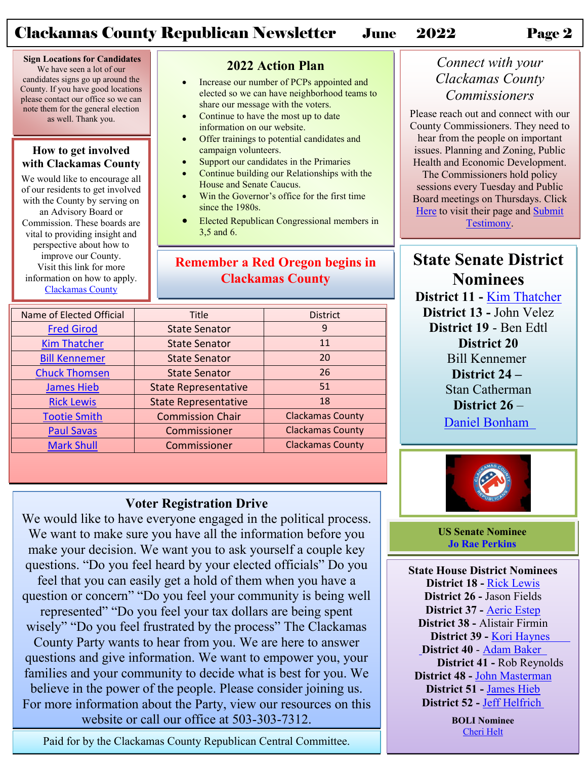## Sign Locations for Candidates

We have seen a lot of our candidates signs go up around the County. If you have good locations please contact our office so we can note them for the general election as well. Thank you.

## How to get involved with Clackamas County

We would like to encourage all of our residents to get involved with the County by serving on an Advisory Board or Commission. These boards are vital to providing insight and perspective about how to improve our County.

Visit this link for more information on how to apply.

Clackamas County

## 2022 Action Plan

- Increase our number of PCPs appointed and elected so we can have neighborhood teams to share our message with the voters.
- Continue to have the most up to date information on our website.
- Offer trainings to potential candidates and campaign volunteers.
- Support our candidates in the Primaries
- Continue building our Relationships with the House and Senate Caucus.
- Win the Governor's office for the first time since the 1980s.
- Elected Republican Congressional members in 3,5 and 6.

**Remember a Red Oregon begins in Clackamas County**

## *Connect with your Clackamas County Commissioners*

Please reach out and connect with our County Commissioners. They need to hear from the people on important issues. Planning and Zoning, Public Health and Economic Development. The Commissioners hold policy sessions every Tuesday and Public Board meetings on Thursdays. Click Here to visit their page and Submit Testimony.

| Name of Elected Official | Title | District |
|---|---|---|
| Fred Girod | State Senator | 9 |
| Kim Thatcher | State Senator | 11 |
| Bill Kennemer | State Senator | 20 |
| Chuck Thomsen | State Senator | 26 |
| James Hieb | State Representative | 51 |
| Rick Lewis | State Representative | 18 |
| Tootie Smith | Commission Chair | Clackamas County |
| Paul Savas | Commissioner | Clackamas County |
| Mark Shull | Commissioner | Clackamas County |

## State Senate District Nominees

**District 11 -** Kim Thatcher
**District 13 -** John Velez
**District 19** - Ben Edtl
**District 20**
Bill Kennemer
**District 24 –**
Stan Catherman
**District 26** –
Daniel Bonham

## Voter Registration Drive

We would like to have everyone engaged in the political process. We want to make sure you have all the information before you make your decision. We want you to ask yourself a couple key questions. "Do you feel heard by your elected officials" Do you feel that you can easily get a hold of them when you have a question or concern" "Do you feel your community is being well represented" "Do you feel your tax dollars are being spent wisely" "Do you feel frustrated by the process" The Clackamas County Party wants to hear from you. We are here to answer questions and give information. We want to empower you, your families and your community to decide what is best for you. We believe in the power of the people. Please consider joining us. For more information about the Party, view our resources on this website or call our office at 503-303-7312.

Paid for by the Clackamas County Republican Central Committee.

**US Senate Nominee**
**Jo Rae Perkins**

**State House District Nominees**
**District 18 -** Rick Lewis
**District 26 -** Jason Fields
**District 37 -** Aeric Estep
**District 38 -** Alistair Firmin
**District 39 -** Kori Haynes
**District 40** - Adam Baker
**District 41 -** Rob Reynolds
**District 48 -** John Masterman
**District 51 -** James Hieb
**District 52 -** Jeff Helfrich

**BOLI Nominee**
Cheri Helt